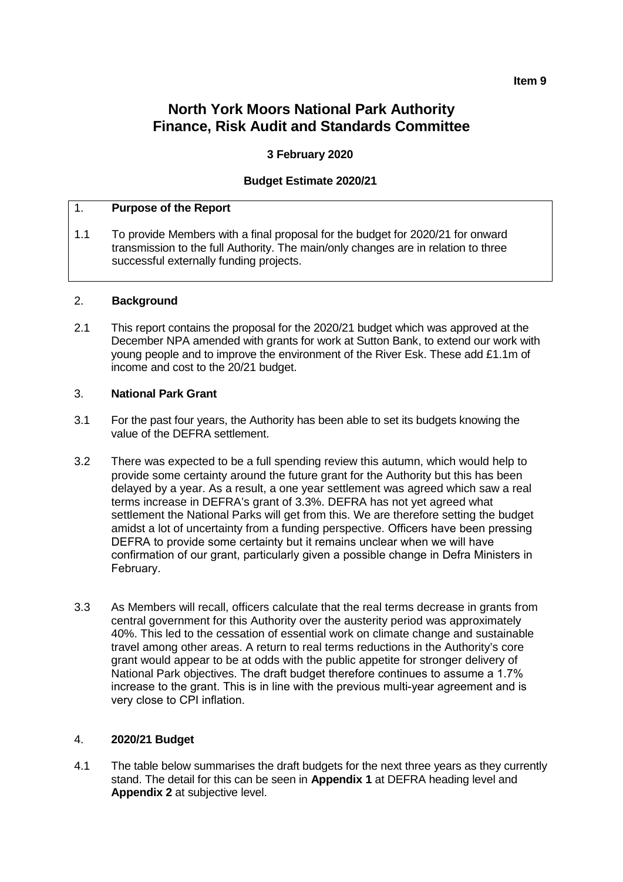**Item 9**

# North York Moors National Park Authority
# Finance, Risk Audit and Standards Committee

**3 February 2020**

**Budget Estimate 2020/21**

## 1. Purpose of the Report

1.1 To provide Members with a final proposal for the budget for 2020/21 for onward transmission to the full Authority. The main/only changes are in relation to three successful externally funding projects.

## 2. Background

2.1 This report contains the proposal for the 2020/21 budget which was approved at the December NPA amended with grants for work at Sutton Bank, to extend our work with young people and to improve the environment of the River Esk. These add £1.1m of income and cost to the 20/21 budget.

## 3. National Park Grant

3.1 For the past four years, the Authority has been able to set its budgets knowing the value of the DEFRA settlement.

3.2 There was expected to be a full spending review this autumn, which would help to provide some certainty around the future grant for the Authority but this has been delayed by a year. As a result, a one year settlement was agreed which saw a real terms increase in DEFRA's grant of 3.3%. DEFRA has not yet agreed what settlement the National Parks will get from this. We are therefore setting the budget amidst a lot of uncertainty from a funding perspective. Officers have been pressing DEFRA to provide some certainty but it remains unclear when we will have confirmation of our grant, particularly given a possible change in Defra Ministers in February.

3.3 As Members will recall, officers calculate that the real terms decrease in grants from central government for this Authority over the austerity period was approximately 40%. This led to the cessation of essential work on climate change and sustainable travel among other areas. A return to real terms reductions in the Authority's core grant would appear to be at odds with the public appetite for stronger delivery of National Park objectives. The draft budget therefore continues to assume a 1.7% increase to the grant. This is in line with the previous multi-year agreement and is very close to CPI inflation.

## 4. 2020/21 Budget

4.1 The table below summarises the draft budgets for the next three years as they currently stand. The detail for this can be seen in **Appendix 1** at DEFRA heading level and **Appendix 2** at subjective level.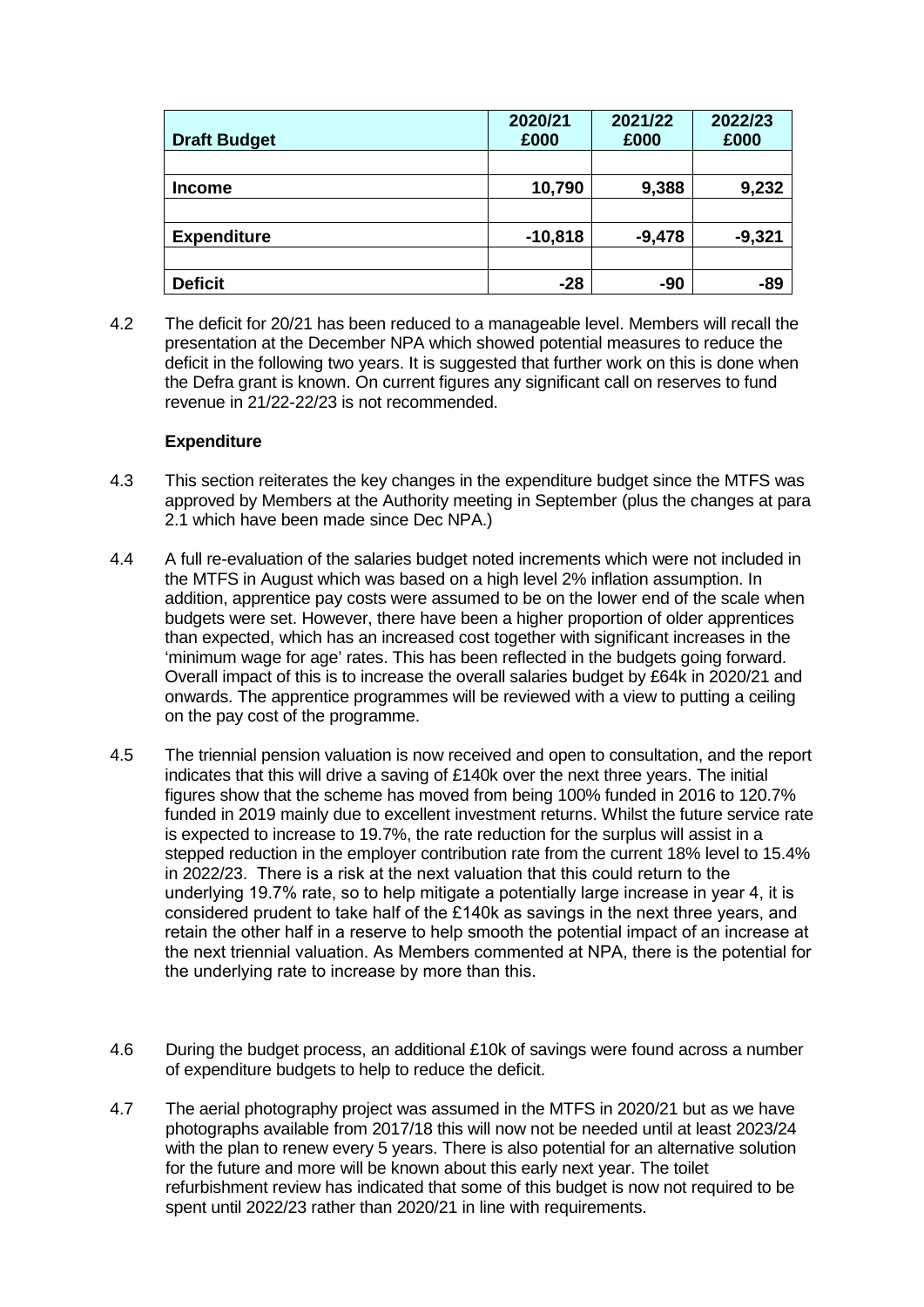| Draft Budget | 2020/21 £000 | 2021/22 £000 | 2022/23 £000 |
|---|---|---|---|
| | | | |
| **Income** | **10,790** | **9,388** | **9,232** |
| | | | |
| **Expenditure** | **-10,818** | **-9,478** | **-9,321** |
| | | | |
| **Deficit** | **-28** | **-90** | **-89** |

4.2 The deficit for 20/21 has been reduced to a manageable level. Members will recall the presentation at the December NPA which showed potential measures to reduce the deficit in the following two years. It is suggested that further work on this is done when the Defra grant is known. On current figures any significant call on reserves to fund revenue in 21/22-22/23 is not recommended.

**Expenditure**

4.3 This section reiterates the key changes in the expenditure budget since the MTFS was approved by Members at the Authority meeting in September (plus the changes at para 2.1 which have been made since Dec NPA.)

4.4 A full re-evaluation of the salaries budget noted increments which were not included in the MTFS in August which was based on a high level 2% inflation assumption. In addition, apprentice pay costs were assumed to be on the lower end of the scale when budgets were set. However, there have been a higher proportion of older apprentices than expected, which has an increased cost together with significant increases in the 'minimum wage for age' rates. This has been reflected in the budgets going forward. Overall impact of this is to increase the overall salaries budget by £64k in 2020/21 and onwards. The apprentice programmes will be reviewed with a view to putting a ceiling on the pay cost of the programme.

4.5 The triennial pension valuation is now received and open to consultation, and the report indicates that this will drive a saving of £140k over the next three years. The initial figures show that the scheme has moved from being 100% funded in 2016 to 120.7% funded in 2019 mainly due to excellent investment returns. Whilst the future service rate is expected to increase to 19.7%, the rate reduction for the surplus will assist in a stepped reduction in the employer contribution rate from the current 18% level to 15.4% in 2022/23. There is a risk at the next valuation that this could return to the underlying 19.7% rate, so to help mitigate a potentially large increase in year 4, it is considered prudent to take half of the £140k as savings in the next three years, and retain the other half in a reserve to help smooth the potential impact of an increase at the next triennial valuation. As Members commented at NPA, there is the potential for the underlying rate to increase by more than this.

4.6 During the budget process, an additional £10k of savings were found across a number of expenditure budgets to help to reduce the deficit.

4.7 The aerial photography project was assumed in the MTFS in 2020/21 but as we have photographs available from 2017/18 this will now not be needed until at least 2023/24 with the plan to renew every 5 years. There is also potential for an alternative solution for the future and more will be known about this early next year. The toilet refurbishment review has indicated that some of this budget is now not required to be spent until 2022/23 rather than 2020/21 in line with requirements.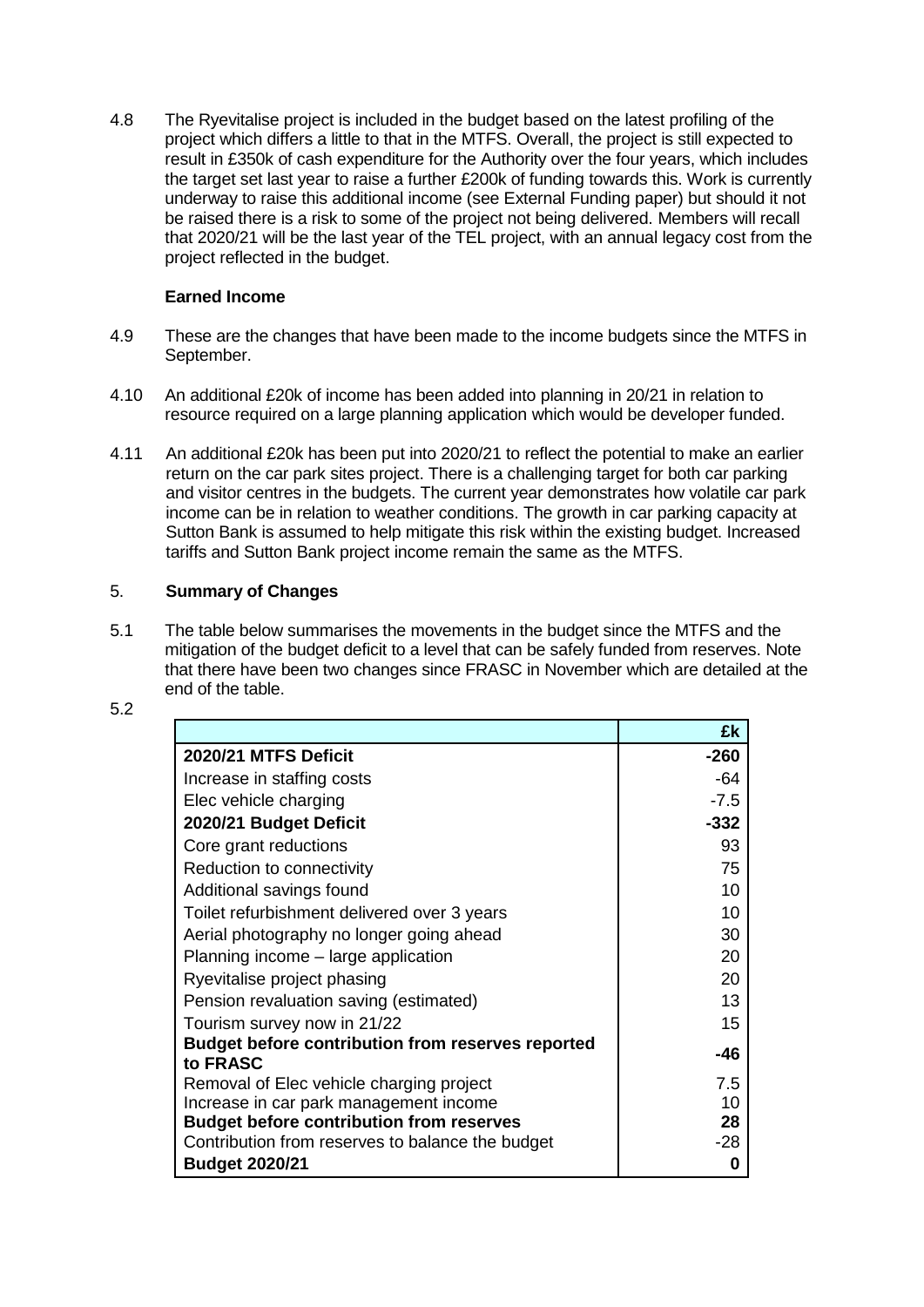4.8 The Ryevitalise project is included in the budget based on the latest profiling of the project which differs a little to that in the MTFS. Overall, the project is still expected to result in £350k of cash expenditure for the Authority over the four years, which includes the target set last year to raise a further £200k of funding towards this. Work is currently underway to raise this additional income (see External Funding paper) but should it not be raised there is a risk to some of the project not being delivered. Members will recall that 2020/21 will be the last year of the TEL project, with an annual legacy cost from the project reflected in the budget.

**Earned Income**

4.9 These are the changes that have been made to the income budgets since the MTFS in September.

4.10 An additional £20k of income has been added into planning in 20/21 in relation to resource required on a large planning application which would be developer funded.

4.11 An additional £20k has been put into 2020/21 to reflect the potential to make an earlier return on the car park sites project. There is a challenging target for both car parking and visitor centres in the budgets. The current year demonstrates how volatile car park income can be in relation to weather conditions. The growth in car parking capacity at Sutton Bank is assumed to help mitigate this risk within the existing budget. Increased tariffs and Sutton Bank project income remain the same as the MTFS.

## 5. Summary of Changes

5.1 The table below summarises the movements in the budget since the MTFS and the mitigation of the budget deficit to a level that can be safely funded from reserves. Note that there have been two changes since FRASC in November which are detailed at the end of the table.

5.2

| | £k |
|---|---|
| **2020/21 MTFS Deficit** | **-260** |
| Increase in staffing costs | -64 |
| Elec vehicle charging | -7.5 |
| **2020/21 Budget Deficit** | **-332** |
| Core grant reductions | 93 |
| Reduction to connectivity | 75 |
| Additional savings found | 10 |
| Toilet refurbishment delivered over 3 years | 10 |
| Aerial photography no longer going ahead | 30 |
| Planning income – large application | 20 |
| Ryevitalise project phasing | 20 |
| Pension revaluation saving (estimated) | 13 |
| Tourism survey now in 21/22 | 15 |
| **Budget before contribution from reserves reported to FRASC** | **-46** |
| Removal of Elec vehicle charging project | 7.5 |
| Increase in car park management income | 10 |
| **Budget before contribution from reserves** | **28** |
| Contribution from reserves to balance the budget | -28 |
| **Budget 2020/21** | **0** |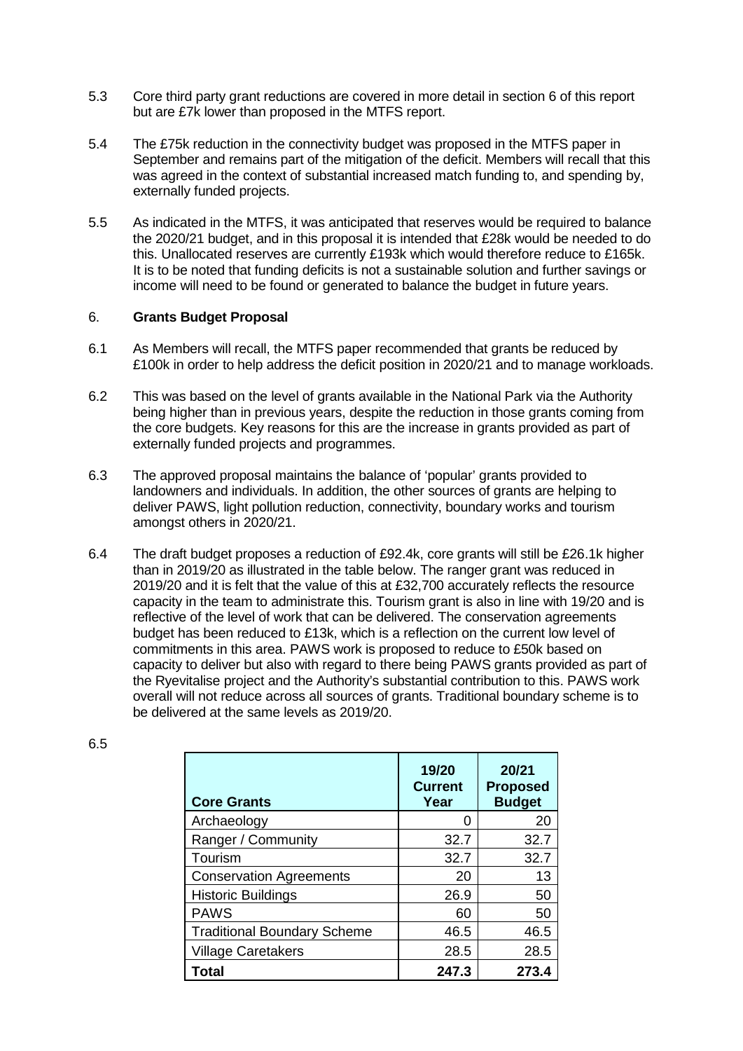5.3 Core third party grant reductions are covered in more detail in section 6 of this report but are £7k lower than proposed in the MTFS report.

5.4 The £75k reduction in the connectivity budget was proposed in the MTFS paper in September and remains part of the mitigation of the deficit. Members will recall that this was agreed in the context of substantial increased match funding to, and spending by, externally funded projects.

5.5 As indicated in the MTFS, it was anticipated that reserves would be required to balance the 2020/21 budget, and in this proposal it is intended that £28k would be needed to do this. Unallocated reserves are currently £193k which would therefore reduce to £165k. It is to be noted that funding deficits is not a sustainable solution and further savings or income will need to be found or generated to balance the budget in future years.

6. **Grants Budget Proposal**

6.1 As Members will recall, the MTFS paper recommended that grants be reduced by £100k in order to help address the deficit position in 2020/21 and to manage workloads.

6.2 This was based on the level of grants available in the National Park via the Authority being higher than in previous years, despite the reduction in those grants coming from the core budgets. Key reasons for this are the increase in grants provided as part of externally funded projects and programmes.

6.3 The approved proposal maintains the balance of 'popular' grants provided to landowners and individuals. In addition, the other sources of grants are helping to deliver PAWS, light pollution reduction, connectivity, boundary works and tourism amongst others in 2020/21.

6.4 The draft budget proposes a reduction of £92.4k, core grants will still be £26.1k higher than in 2019/20 as illustrated in the table below. The ranger grant was reduced in 2019/20 and it is felt that the value of this at £32,700 accurately reflects the resource capacity in the team to administrate this. Tourism grant is also in line with 19/20 and is reflective of the level of work that can be delivered. The conservation agreements budget has been reduced to £13k, which is a reflection on the current low level of commitments in this area. PAWS work is proposed to reduce to £50k based on capacity to deliver but also with regard to there being PAWS grants provided as part of the Ryevitalise project and the Authority's substantial contribution to this. PAWS work overall will not reduce across all sources of grants. Traditional boundary scheme is to be delivered at the same levels as 2019/20.

6.5

| Core Grants | 19/20 Current Year | 20/21 Proposed Budget |
|---|---|---|
| Archaeology | 0 | 20 |
| Ranger / Community | 32.7 | 32.7 |
| Tourism | 32.7 | 32.7 |
| Conservation Agreements | 20 | 13 |
| Historic Buildings | 26.9 | 50 |
| PAWS | 60 | 50 |
| Traditional Boundary Scheme | 46.5 | 46.5 |
| Village Caretakers | 28.5 | 28.5 |
| **Total** | **247.3** | **273.4** |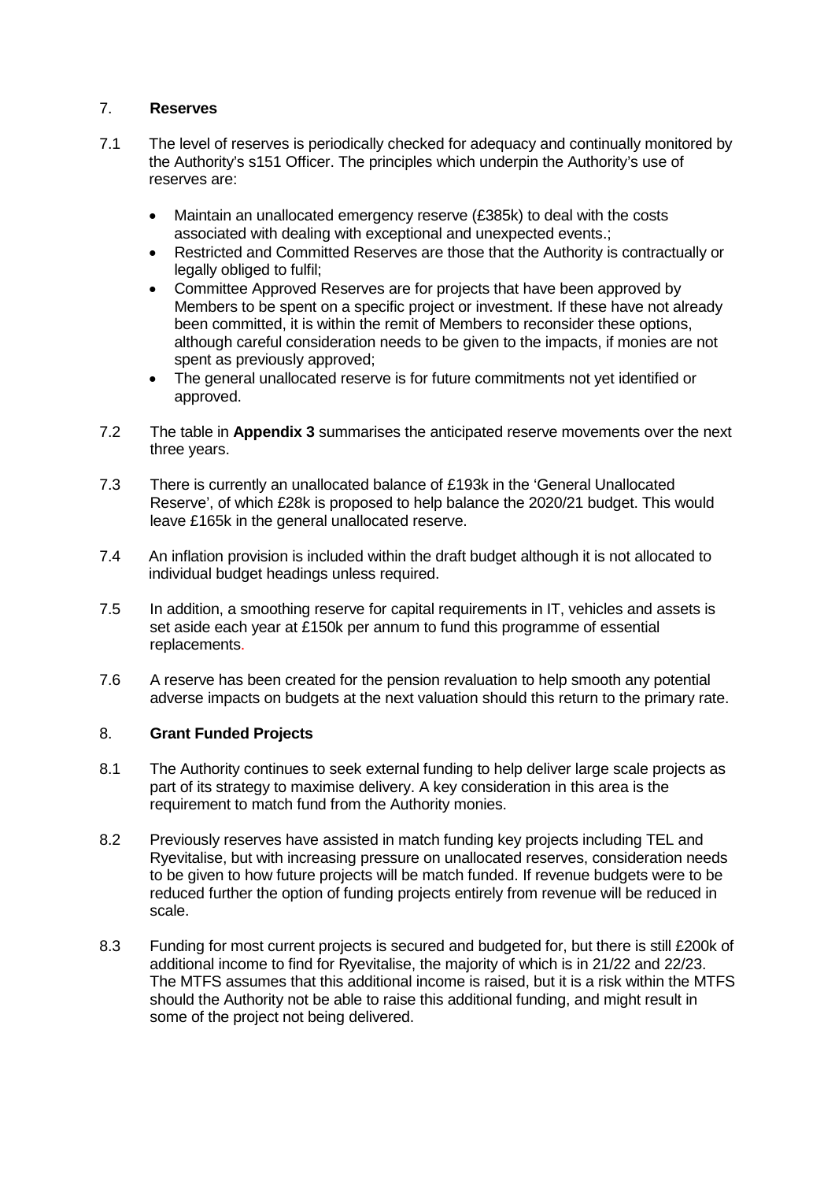## 7. **Reserves**

7.1 The level of reserves is periodically checked for adequacy and continually monitored by the Authority's s151 Officer. The principles which underpin the Authority's use of reserves are:

- Maintain an unallocated emergency reserve (£385k) to deal with the costs associated with dealing with exceptional and unexpected events.;
- Restricted and Committed Reserves are those that the Authority is contractually or legally obliged to fulfil;
- Committee Approved Reserves are for projects that have been approved by Members to be spent on a specific project or investment. If these have not already been committed, it is within the remit of Members to reconsider these options, although careful consideration needs to be given to the impacts, if monies are not spent as previously approved;
- The general unallocated reserve is for future commitments not yet identified or approved.

7.2 The table in **Appendix 3** summarises the anticipated reserve movements over the next three years.

7.3 There is currently an unallocated balance of £193k in the 'General Unallocated Reserve', of which £28k is proposed to help balance the 2020/21 budget. This would leave £165k in the general unallocated reserve.

7.4 An inflation provision is included within the draft budget although it is not allocated to individual budget headings unless required.

7.5 In addition, a smoothing reserve for capital requirements in IT, vehicles and assets is set aside each year at £150k per annum to fund this programme of essential replacements.

7.6 A reserve has been created for the pension revaluation to help smooth any potential adverse impacts on budgets at the next valuation should this return to the primary rate.

## 8. **Grant Funded Projects**

8.1 The Authority continues to seek external funding to help deliver large scale projects as part of its strategy to maximise delivery. A key consideration in this area is the requirement to match fund from the Authority monies.

8.2 Previously reserves have assisted in match funding key projects including TEL and Ryevitalise, but with increasing pressure on unallocated reserves, consideration needs to be given to how future projects will be match funded. If revenue budgets were to be reduced further the option of funding projects entirely from revenue will be reduced in scale.

8.3 Funding for most current projects is secured and budgeted for, but there is still £200k of additional income to find for Ryevitalise, the majority of which is in 21/22 and 22/23. The MTFS assumes that this additional income is raised, but it is a risk within the MTFS should the Authority not be able to raise this additional funding, and might result in some of the project not being delivered.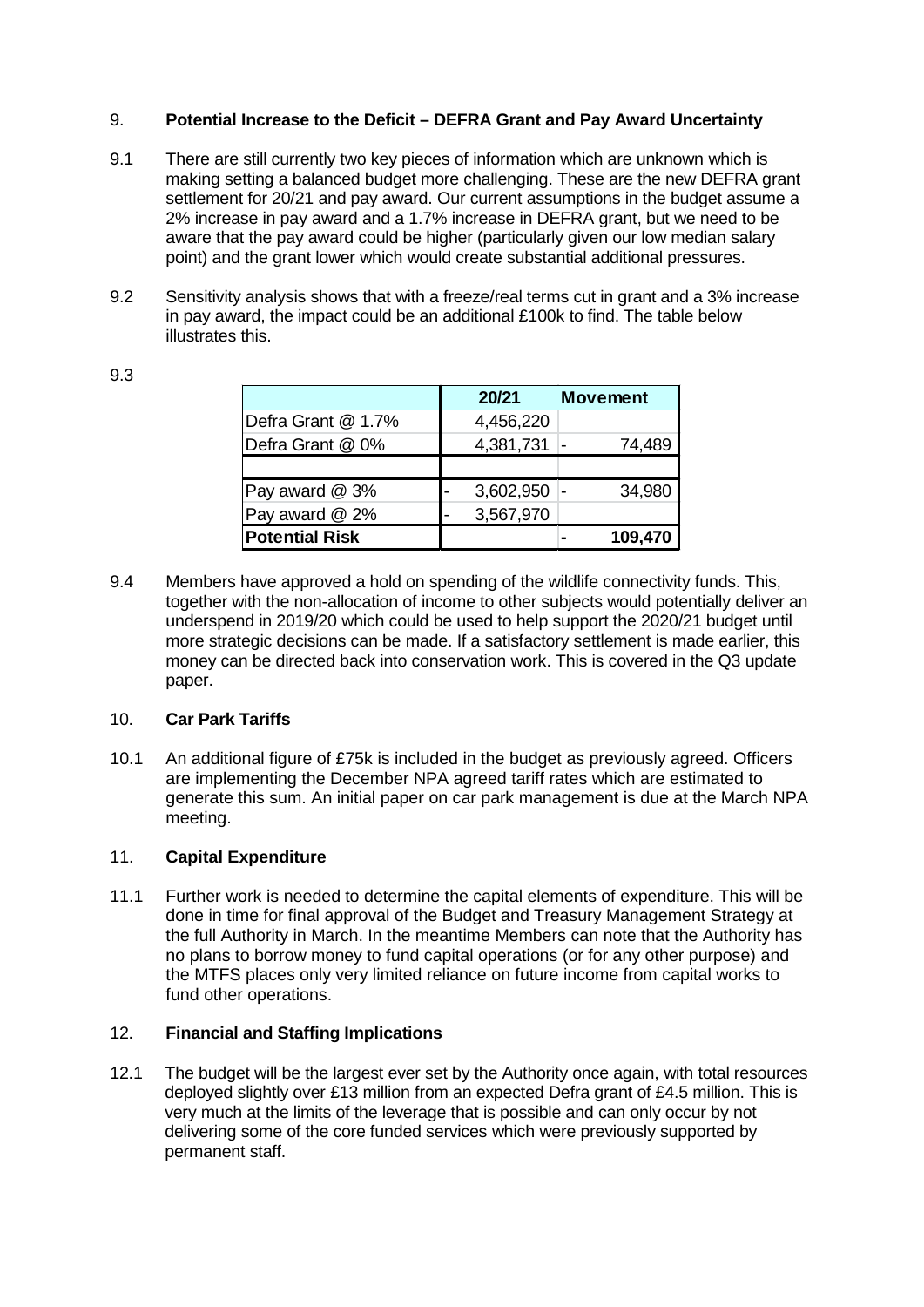## 9. **Potential Increase to the Deficit – DEFRA Grant and Pay Award Uncertainty**

9.1 There are still currently two key pieces of information which are unknown which is making setting a balanced budget more challenging. These are the new DEFRA grant settlement for 20/21 and pay award. Our current assumptions in the budget assume a 2% increase in pay award and a 1.7% increase in DEFRA grant, but we need to be aware that the pay award could be higher (particularly given our low median salary point) and the grant lower which would create substantial additional pressures.

9.2 Sensitivity analysis shows that with a freeze/real terms cut in grant and a 3% increase in pay award, the impact could be an additional £100k to find. The table below illustrates this.

9.3

| | 20/21 | Movement |
|---|---|---|
| Defra Grant @ 1.7% | 4,456,220 | |
| Defra Grant @ 0% | 4,381,731 | - 74,489 |
| | | |
| Pay award @ 3% | - 3,602,950 | - 34,980 |
| Pay award @ 2% | - 3,567,970 | |
| **Potential Risk** | | **- 109,470** |

9.4 Members have approved a hold on spending of the wildlife connectivity funds. This, together with the non-allocation of income to other subjects would potentially deliver an underspend in 2019/20 which could be used to help support the 2020/21 budget until more strategic decisions can be made. If a satisfactory settlement is made earlier, this money can be directed back into conservation work. This is covered in the Q3 update paper.

## 10. **Car Park Tariffs**

10.1 An additional figure of £75k is included in the budget as previously agreed. Officers are implementing the December NPA agreed tariff rates which are estimated to generate this sum. An initial paper on car park management is due at the March NPA meeting.

## 11. **Capital Expenditure**

11.1 Further work is needed to determine the capital elements of expenditure. This will be done in time for final approval of the Budget and Treasury Management Strategy at the full Authority in March. In the meantime Members can note that the Authority has no plans to borrow money to fund capital operations (or for any other purpose) and the MTFS places only very limited reliance on future income from capital works to fund other operations.

## 12. **Financial and Staffing Implications**

12.1 The budget will be the largest ever set by the Authority once again, with total resources deployed slightly over £13 million from an expected Defra grant of £4.5 million. This is very much at the limits of the leverage that is possible and can only occur by not delivering some of the core funded services which were previously supported by permanent staff.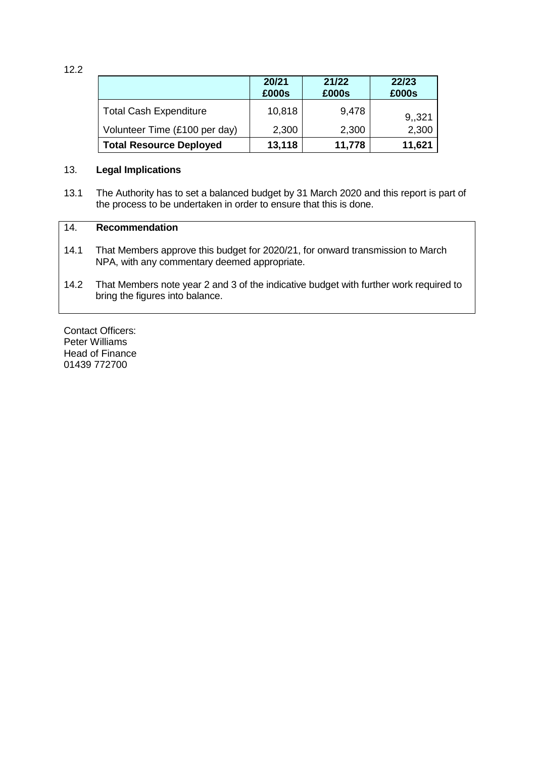12.2

| | 20/21 £000s | 21/22 £000s | 22/23 £000s |
|---|---|---|---|
| Total Cash Expenditure | 10,818 | 9,478 | 9,,321 |
| Volunteer Time (£100 per day) | 2,300 | 2,300 | 2,300 |
| **Total Resource Deployed** | **13,118** | **11,778** | **11,621** |

13. **Legal Implications**

13.1 The Authority has to set a balanced budget by 31 March 2020 and this report is part of the process to be undertaken in order to ensure that this is done.

14. **Recommendation**

14.1 That Members approve this budget for 2020/21, for onward transmission to March NPA, with any commentary deemed appropriate.

14.2 That Members note year 2 and 3 of the indicative budget with further work required to bring the figures into balance.

Contact Officers:
Peter Williams
Head of Finance
01439 772700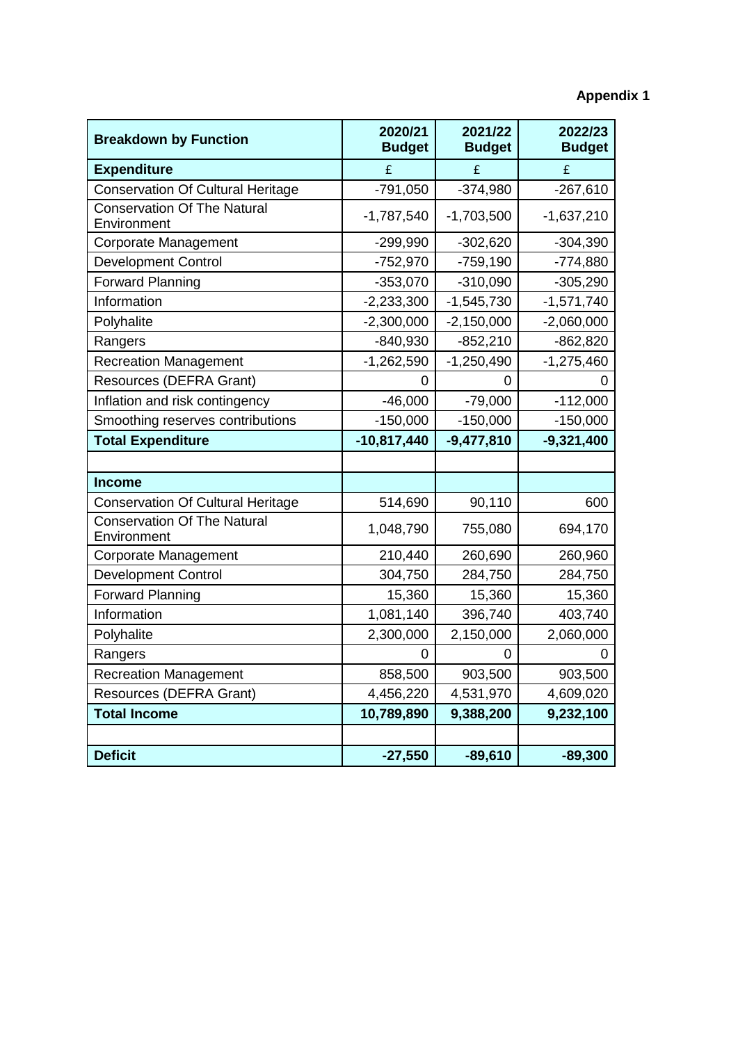**Appendix 1**

| Breakdown by Function | 2020/21 Budget | 2021/22 Budget | 2022/23 Budget |
|---|---|---|---|
| **Expenditure** | £ | £ | £ |
| Conservation Of Cultural Heritage | -791,050 | -374,980 | -267,610 |
| Conservation Of The Natural Environment | -1,787,540 | -1,703,500 | -1,637,210 |
| Corporate Management | -299,990 | -302,620 | -304,390 |
| Development Control | -752,970 | -759,190 | -774,880 |
| Forward Planning | -353,070 | -310,090 | -305,290 |
| Information | -2,233,300 | -1,545,730 | -1,571,740 |
| Polyhalite | -2,300,000 | -2,150,000 | -2,060,000 |
| Rangers | -840,930 | -852,210 | -862,820 |
| Recreation Management | -1,262,590 | -1,250,490 | -1,275,460 |
| Resources (DEFRA Grant) | 0 | 0 | 0 |
| Inflation and risk contingency | -46,000 | -79,000 | -112,000 |
| Smoothing reserves contributions | -150,000 | -150,000 | -150,000 |
| **Total Expenditure** | **-10,817,440** | **-9,477,810** | **-9,321,400** |
| | | | |
| **Income** | | | |
| Conservation Of Cultural Heritage | 514,690 | 90,110 | 600 |
| Conservation Of The Natural Environment | 1,048,790 | 755,080 | 694,170 |
| Corporate Management | 210,440 | 260,690 | 260,960 |
| Development Control | 304,750 | 284,750 | 284,750 |
| Forward Planning | 15,360 | 15,360 | 15,360 |
| Information | 1,081,140 | 396,740 | 403,740 |
| Polyhalite | 2,300,000 | 2,150,000 | 2,060,000 |
| Rangers | 0 | 0 | 0 |
| Recreation Management | 858,500 | 903,500 | 903,500 |
| Resources (DEFRA Grant) | 4,456,220 | 4,531,970 | 4,609,020 |
| **Total Income** | **10,789,890** | **9,388,200** | **9,232,100** |
| | | | |
| **Deficit** | **-27,550** | **-89,610** | **-89,300** |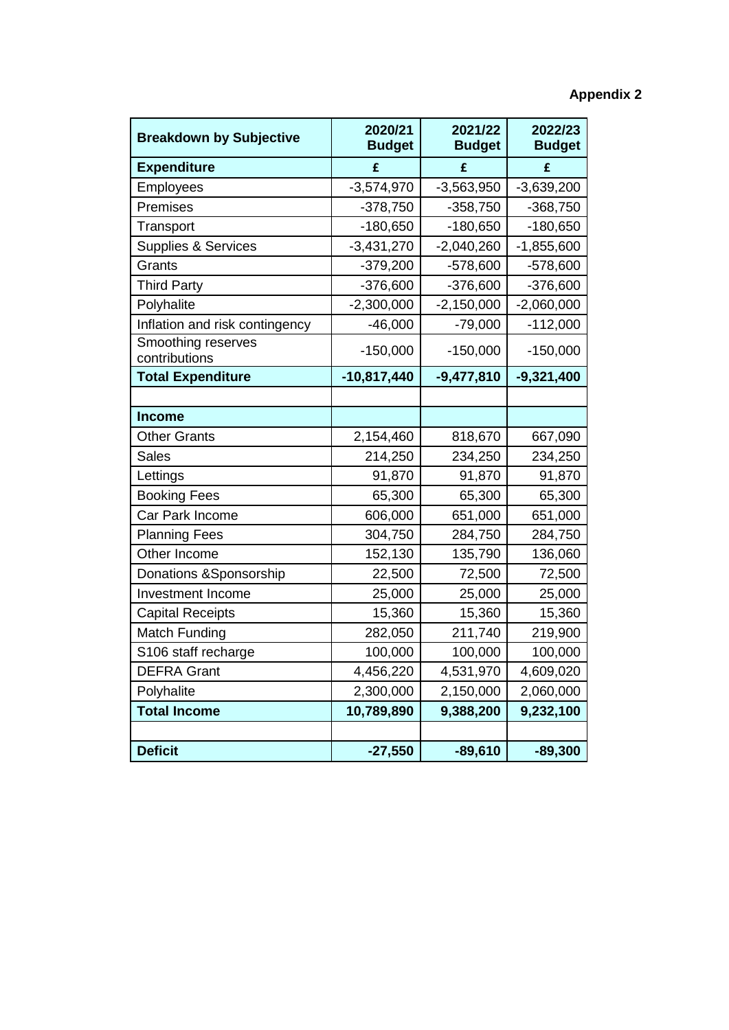**Appendix 2**

| Breakdown by Subjective | 2020/21 Budget | 2021/22 Budget | 2022/23 Budget |
|---|---|---|---|
| **Expenditure** | **£** | **£** | **£** |
| Employees | -3,574,970 | -3,563,950 | -3,639,200 |
| Premises | -378,750 | -358,750 | -368,750 |
| Transport | -180,650 | -180,650 | -180,650 |
| Supplies & Services | -3,431,270 | -2,040,260 | -1,855,600 |
| Grants | -379,200 | -578,600 | -578,600 |
| Third Party | -376,600 | -376,600 | -376,600 |
| Polyhalite | -2,300,000 | -2,150,000 | -2,060,000 |
| Inflation and risk contingency | -46,000 | -79,000 | -112,000 |
| Smoothing reserves contributions | -150,000 | -150,000 | -150,000 |
| **Total Expenditure** | **-10,817,440** | **-9,477,810** | **-9,321,400** |
| | | | |
| **Income** | | | |
| Other Grants | 2,154,460 | 818,670 | 667,090 |
| Sales | 214,250 | 234,250 | 234,250 |
| Lettings | 91,870 | 91,870 | 91,870 |
| Booking Fees | 65,300 | 65,300 | 65,300 |
| Car Park Income | 606,000 | 651,000 | 651,000 |
| Planning Fees | 304,750 | 284,750 | 284,750 |
| Other Income | 152,130 | 135,790 | 136,060 |
| Donations &Sponsorship | 22,500 | 72,500 | 72,500 |
| Investment Income | 25,000 | 25,000 | 25,000 |
| Capital Receipts | 15,360 | 15,360 | 15,360 |
| Match Funding | 282,050 | 211,740 | 219,900 |
| S106 staff recharge | 100,000 | 100,000 | 100,000 |
| DEFRA Grant | 4,456,220 | 4,531,970 | 4,609,020 |
| Polyhalite | 2,300,000 | 2,150,000 | 2,060,000 |
| **Total Income** | **10,789,890** | **9,388,200** | **9,232,100** |
| | | | |
| **Deficit** | **-27,550** | **-89,610** | **-89,300** |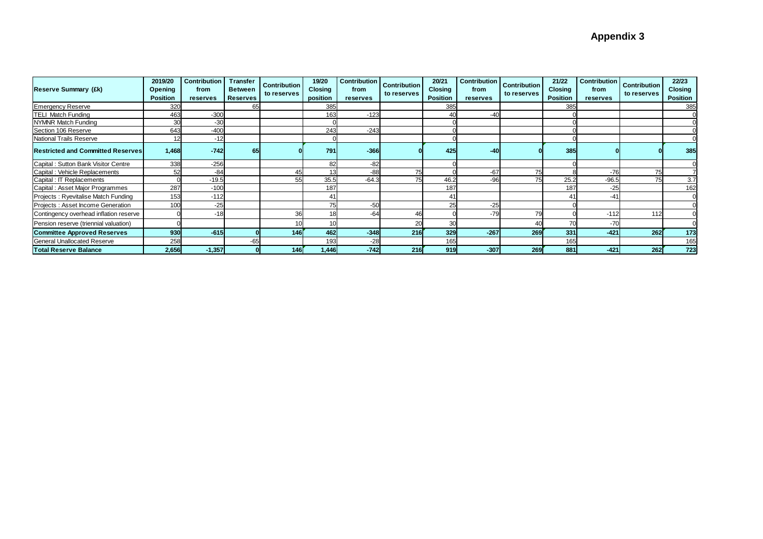# Appendix 3

| Reserve Summary (£k) | 2019/20 Opening Position | Contribution from reserves | Transfer Between Reserves | Contribution to reserves | 19/20 Closing position | Contribution from reserves | Contribution to reserves | 20/21 Closing Position | Contribution from reserves | Contribution to reserves | 21/22 Closing Position | Contribution from reserves | Contribution to reserves | 22/23 Closing Position |
|---|---|---|---|---|---|---|---|---|---|---|---|---|---|---|
| Emergency Reserve | 320 | | 65 | | 385 | | | 385 | | | 385 | | | 385 |
| TELI Match Funding | 463 | -300 | | | 163 | -123 | | 40 | -40 | | 0 | | | 0 |
| NYMNR Match Funding | 30 | -30 | | | 0 | | | 0 | | | 0 | | | 0 |
| Section 106 Reserve | 643 | -400 | | | 243 | -243 | | 0 | | | 0 | | | 0 |
| National Trails Reserve | 12 | -12 | | | 0 | | | 0 | | | 0 | | | 0 |
| **Restricted and Committed Reserves** | **1,468** | **-742** | **65** | **0** | **791** | **-366** | **0** | **425** | **-40** | **0** | **385** | **0** | **0** | **385** |
| Capital : Sutton Bank Visitor Centre | 338 | -256 | | | 82 | -82 | | 0 | | | 0 | | | 0 |
| Capital : Vehicle Replacements | 52 | -84 | | 45 | 13 | -88 | 75 | 0 | -67 | 75 | 8 | -76 | 75 | 7 |
| Capital : IT Replacements | 0 | -19.5 | | 55 | 35.5 | -64.3 | 75 | 46.2 | -96 | 75 | 25.2 | -96.5 | 75 | 3.7 |
| Capital : Asset Major Programmes | 287 | -100 | | | 187 | | | 187 | | | 187 | -25 | | 162 |
| Projects : Ryevitalise Match Funding | 153 | -112 | | | 41 | | | 41 | | | 41 | -41 | | 0 |
| Projects : Asset Income Generation | 100 | -25 | | | 75 | -50 | | 25 | -25 | | 0 | | | 0 |
| Contingency overhead inflation reserve | 0 | -18 | | 36 | 18 | -64 | 46 | 0 | -79 | 79 | 0 | -112 | 112 | 0 |
| Pension reserve (triennial valuation) | 0 | | | 10 | 10 | | 20 | 30 | | 40 | 70 | -70 | | 0 |
| **Committee Approved Reserves** | **930** | **-615** | **0** | **146** | **462** | **-348** | **216** | **329** | **-267** | **269** | **331** | **-421** | **262** | **173** |
| General Unallocated Reserve | 258 | | -65 | | 193 | -28 | | 165 | | | 165 | | | 165 |
| **Total Reserve Balance** | **2,656** | **-1,357** | **0** | **146** | **1,446** | **-742** | **216** | **919** | **-307** | **269** | **881** | **-421** | **262** | **723** |